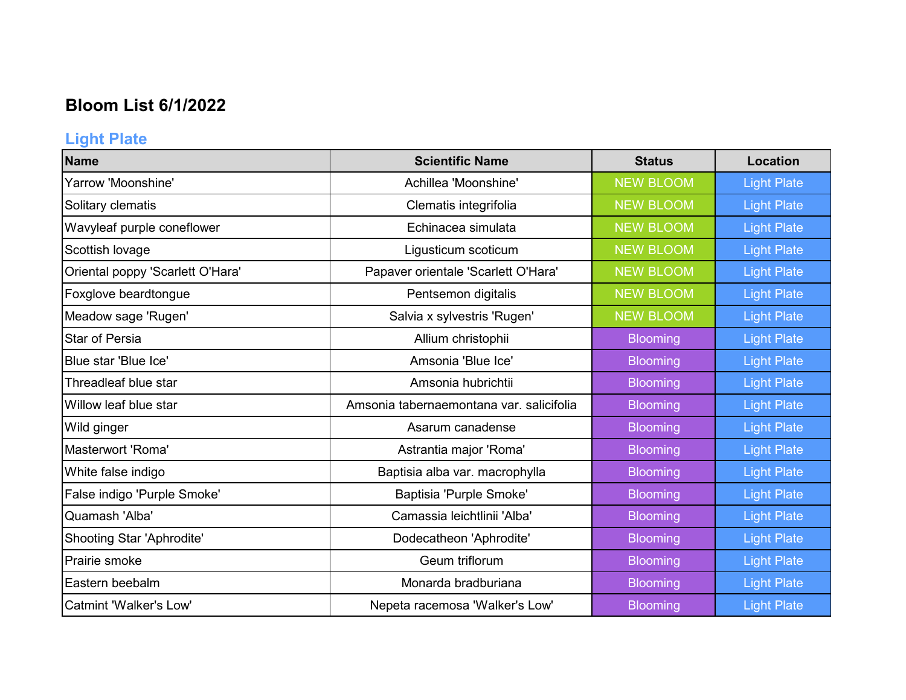# Bloom List 6/1/2022

## Light Plate

| Name | Scientific Name | Status | Location |
|---|---|---|---|
| Yarrow 'Moonshine' | Achillea 'Moonshine' | NEW BLOOM | Light Plate |
| Solitary clematis | Clematis integrifolia | NEW BLOOM | Light Plate |
| Wavyleaf purple coneflower | Echinacea simulata | NEW BLOOM | Light Plate |
| Scottish lovage | Ligusticum scoticum | NEW BLOOM | Light Plate |
| Oriental poppy 'Scarlett O'Hara' | Papaver orientale 'Scarlett O'Hara' | NEW BLOOM | Light Plate |
| Foxglove beardtongue | Pentsemon digitalis | NEW BLOOM | Light Plate |
| Meadow sage 'Rugen' | Salvia x sylvestris 'Rugen' | NEW BLOOM | Light Plate |
| Star of Persia | Allium christophii | Blooming | Light Plate |
| Blue star 'Blue Ice' | Amsonia 'Blue Ice' | Blooming | Light Plate |
| Threadleaf blue star | Amsonia hubrichtii | Blooming | Light Plate |
| Willow leaf blue star | Amsonia tabernaemontana var. salicifolia | Blooming | Light Plate |
| Wild ginger | Asarum canadense | Blooming | Light Plate |
| Masterwort 'Roma' | Astrantia major 'Roma' | Blooming | Light Plate |
| White false indigo | Baptisia alba var. macrophylla | Blooming | Light Plate |
| False indigo 'Purple Smoke' | Baptisia 'Purple Smoke' | Blooming | Light Plate |
| Quamash 'Alba' | Camassia leichtlinii 'Alba' | Blooming | Light Plate |
| Shooting Star 'Aphrodite' | Dodecatheon 'Aphrodite' | Blooming | Light Plate |
| Prairie smoke | Geum triflorum | Blooming | Light Plate |
| Eastern beebalm | Monarda bradburiana | Blooming | Light Plate |
| Catmint 'Walker's Low' | Nepeta racemosa 'Walker's Low' | Blooming | Light Plate |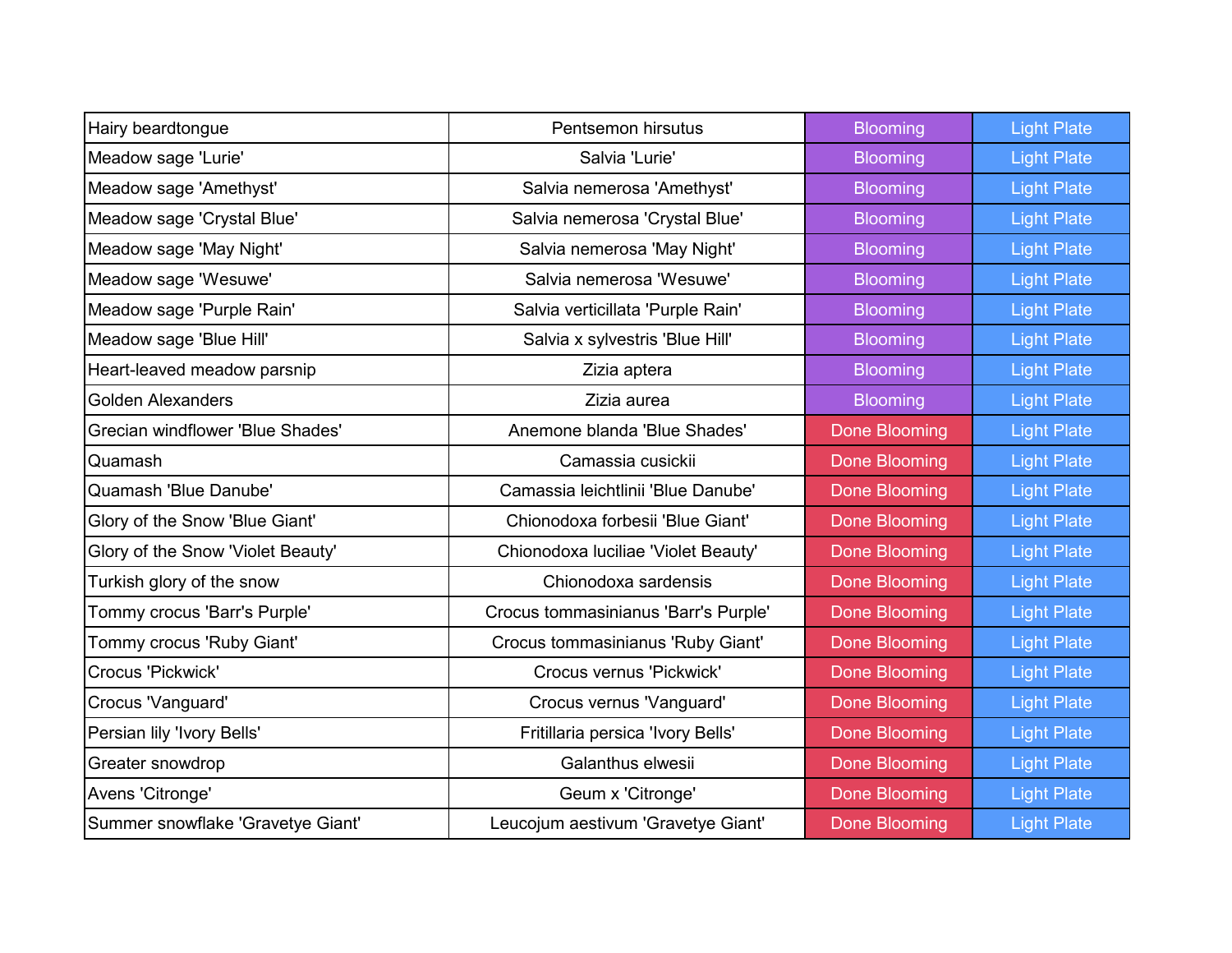| Hairy beardtongue | Pentsemon hirsutus | Blooming | Light Plate |
| --- | --- | --- | --- |
| Meadow sage 'Lurie' | Salvia 'Lurie' | Blooming | Light Plate |
| Meadow sage 'Amethyst' | Salvia nemerosa 'Amethyst' | Blooming | Light Plate |
| Meadow sage 'Crystal Blue' | Salvia nemerosa 'Crystal Blue' | Blooming | Light Plate |
| Meadow sage 'May Night' | Salvia nemerosa 'May Night' | Blooming | Light Plate |
| Meadow sage 'Wesuwe' | Salvia nemerosa 'Wesuwe' | Blooming | Light Plate |
| Meadow sage 'Purple Rain' | Salvia verticillata 'Purple Rain' | Blooming | Light Plate |
| Meadow sage 'Blue Hill' | Salvia x sylvestris 'Blue Hill' | Blooming | Light Plate |
| Heart-leaved meadow parsnip | Zizia aptera | Blooming | Light Plate |
| Golden Alexanders | Zizia aurea | Blooming | Light Plate |
| Grecian windflower 'Blue Shades' | Anemone blanda 'Blue Shades' | Done Blooming | Light Plate |
| Quamash | Camassia cusickii | Done Blooming | Light Plate |
| Quamash 'Blue Danube' | Camassia leichtlinii 'Blue Danube' | Done Blooming | Light Plate |
| Glory of the Snow 'Blue Giant' | Chionodoxa forbesii 'Blue Giant' | Done Blooming | Light Plate |
| Glory of the Snow 'Violet Beauty' | Chionodoxa luciliae 'Violet Beauty' | Done Blooming | Light Plate |
| Turkish glory of the snow | Chionodoxa sardensis | Done Blooming | Light Plate |
| Tommy crocus 'Barr's Purple' | Crocus tommasinianus 'Barr's Purple' | Done Blooming | Light Plate |
| Tommy crocus 'Ruby Giant' | Crocus tommasinianus 'Ruby Giant' | Done Blooming | Light Plate |
| Crocus 'Pickwick' | Crocus vernus 'Pickwick' | Done Blooming | Light Plate |
| Crocus 'Vanguard' | Crocus vernus 'Vanguard' | Done Blooming | Light Plate |
| Persian lily 'Ivory Bells' | Fritillaria persica 'Ivory Bells' | Done Blooming | Light Plate |
| Greater snowdrop | Galanthus elwesii | Done Blooming | Light Plate |
| Avens 'Citronge' | Geum x 'Citronge' | Done Blooming | Light Plate |
| Summer snowflake 'Gravetye Giant' | Leucojum aestivum 'Gravetye Giant' | Done Blooming | Light Plate |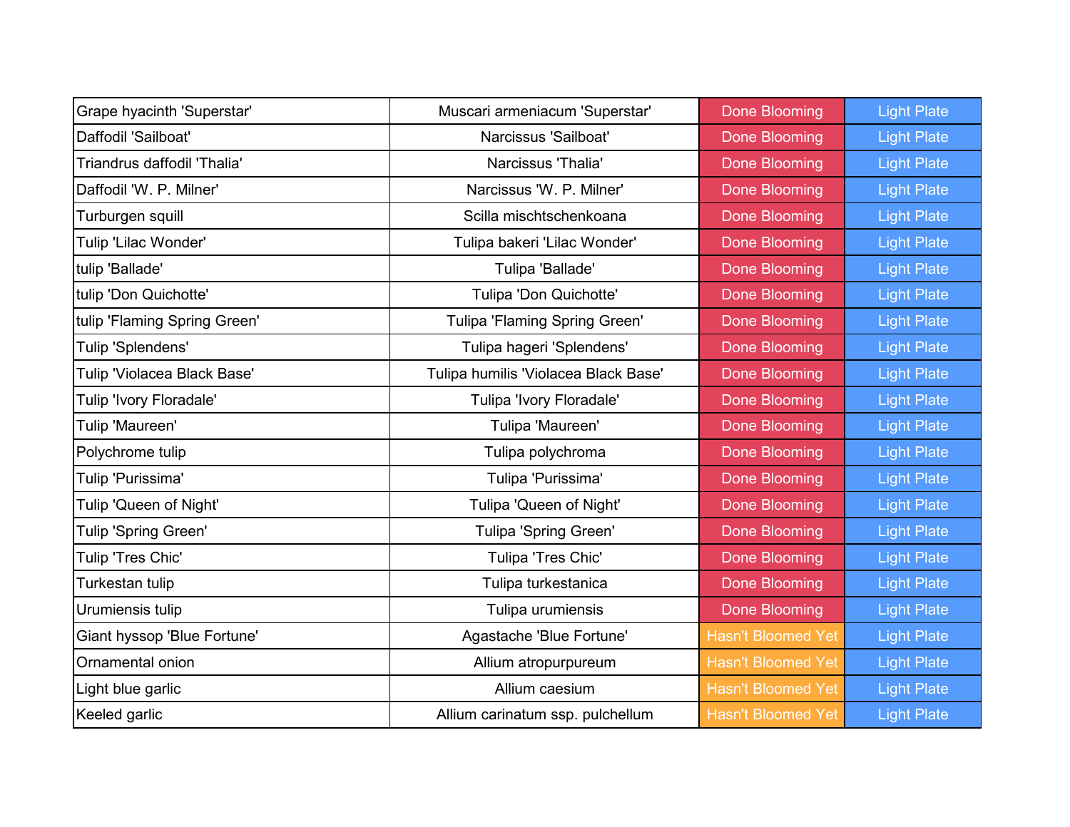| Grape hyacinth 'Superstar' | Muscari armeniacum 'Superstar' | Done Blooming | Light Plate |
|---|---|---|---|
| Daffodil 'Sailboat' | Narcissus 'Sailboat' | Done Blooming | Light Plate |
| Triandrus daffodil 'Thalia' | Narcissus 'Thalia' | Done Blooming | Light Plate |
| Daffodil 'W. P. Milner' | Narcissus 'W. P. Milner' | Done Blooming | Light Plate |
| Turburgen squill | Scilla mischtschenkoana | Done Blooming | Light Plate |
| Tulip 'Lilac Wonder' | Tulipa bakeri 'Lilac Wonder' | Done Blooming | Light Plate |
| tulip 'Ballade' | Tulipa 'Ballade' | Done Blooming | Light Plate |
| tulip 'Don Quichotte' | Tulipa 'Don Quichotte' | Done Blooming | Light Plate |
| tulip 'Flaming Spring Green' | Tulipa 'Flaming Spring Green' | Done Blooming | Light Plate |
| Tulip 'Splendens' | Tulipa hageri 'Splendens' | Done Blooming | Light Plate |
| Tulip 'Violacea Black Base' | Tulipa humilis 'Violacea Black Base' | Done Blooming | Light Plate |
| Tulip 'Ivory Floradale' | Tulipa 'Ivory Floradale' | Done Blooming | Light Plate |
| Tulip 'Maureen' | Tulipa 'Maureen' | Done Blooming | Light Plate |
| Polychrome tulip | Tulipa polychroma | Done Blooming | Light Plate |
| Tulip 'Purissima' | Tulipa 'Purissima' | Done Blooming | Light Plate |
| Tulip 'Queen of Night' | Tulipa 'Queen of Night' | Done Blooming | Light Plate |
| Tulip 'Spring Green' | Tulipa 'Spring Green' | Done Blooming | Light Plate |
| Tulip 'Tres Chic' | Tulipa 'Tres Chic' | Done Blooming | Light Plate |
| Turkestan tulip | Tulipa turkestanica | Done Blooming | Light Plate |
| Urumiensis tulip | Tulipa urumiensis | Done Blooming | Light Plate |
| Giant hyssop 'Blue Fortune' | Agastache 'Blue Fortune' | Hasn't Bloomed Yet | Light Plate |
| Ornamental onion | Allium atropurpureum | Hasn't Bloomed Yet | Light Plate |
| Light blue garlic | Allium caesium | Hasn't Bloomed Yet | Light Plate |
| Keeled garlic | Allium carinatum ssp. pulchellum | Hasn't Bloomed Yet | Light Plate |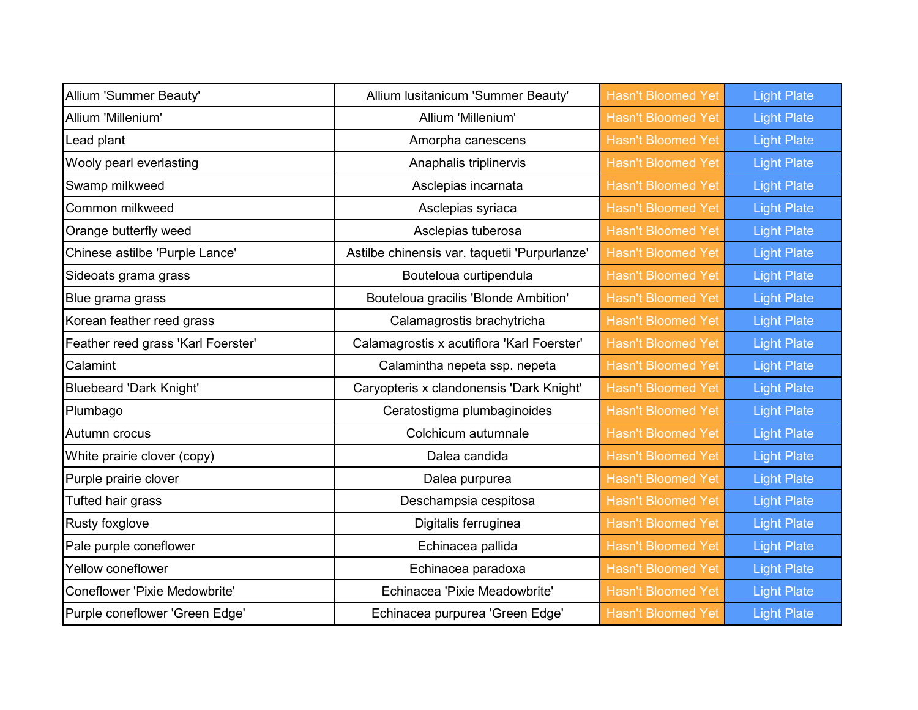| | | | |
|---|---|---|---|
| Allium 'Summer Beauty' | Allium lusitanicum 'Summer Beauty' | Hasn't Bloomed Yet | Light Plate |
| Allium 'Millenium' | Allium 'Millenium' | Hasn't Bloomed Yet | Light Plate |
| Lead plant | Amorpha canescens | Hasn't Bloomed Yet | Light Plate |
| Wooly pearl everlasting | Anaphalis triplinervis | Hasn't Bloomed Yet | Light Plate |
| Swamp milkweed | Asclepias incarnata | Hasn't Bloomed Yet | Light Plate |
| Common milkweed | Asclepias syriaca | Hasn't Bloomed Yet | Light Plate |
| Orange butterfly weed | Asclepias tuberosa | Hasn't Bloomed Yet | Light Plate |
| Chinese astilbe 'Purple Lance' | Astilbe chinensis var. taquetii 'Purpurlanze' | Hasn't Bloomed Yet | Light Plate |
| Sideoats grama grass | Bouteloua curtipendula | Hasn't Bloomed Yet | Light Plate |
| Blue grama grass | Bouteloua gracilis 'Blonde Ambition' | Hasn't Bloomed Yet | Light Plate |
| Korean feather reed grass | Calamagrostis brachytricha | Hasn't Bloomed Yet | Light Plate |
| Feather reed grass 'Karl Foerster' | Calamagrostis x acutiflora 'Karl Foerster' | Hasn't Bloomed Yet | Light Plate |
| Calamint | Calamintha nepeta ssp. nepeta | Hasn't Bloomed Yet | Light Plate |
| Bluebeard 'Dark Knight' | Caryopteris x clandonensis 'Dark Knight' | Hasn't Bloomed Yet | Light Plate |
| Plumbago | Ceratostigma plumbaginoides | Hasn't Bloomed Yet | Light Plate |
| Autumn crocus | Colchicum autumnale | Hasn't Bloomed Yet | Light Plate |
| White prairie clover (copy) | Dalea candida | Hasn't Bloomed Yet | Light Plate |
| Purple prairie clover | Dalea purpurea | Hasn't Bloomed Yet | Light Plate |
| Tufted hair grass | Deschampsia cespitosa | Hasn't Bloomed Yet | Light Plate |
| Rusty foxglove | Digitalis ferruginea | Hasn't Bloomed Yet | Light Plate |
| Pale purple coneflower | Echinacea pallida | Hasn't Bloomed Yet | Light Plate |
| Yellow coneflower | Echinacea paradoxa | Hasn't Bloomed Yet | Light Plate |
| Coneflower 'Pixie Medowbrite' | Echinacea 'Pixie Meadowbrite' | Hasn't Bloomed Yet | Light Plate |
| Purple coneflower 'Green Edge' | Echinacea purpurea 'Green Edge' | Hasn't Bloomed Yet | Light Plate |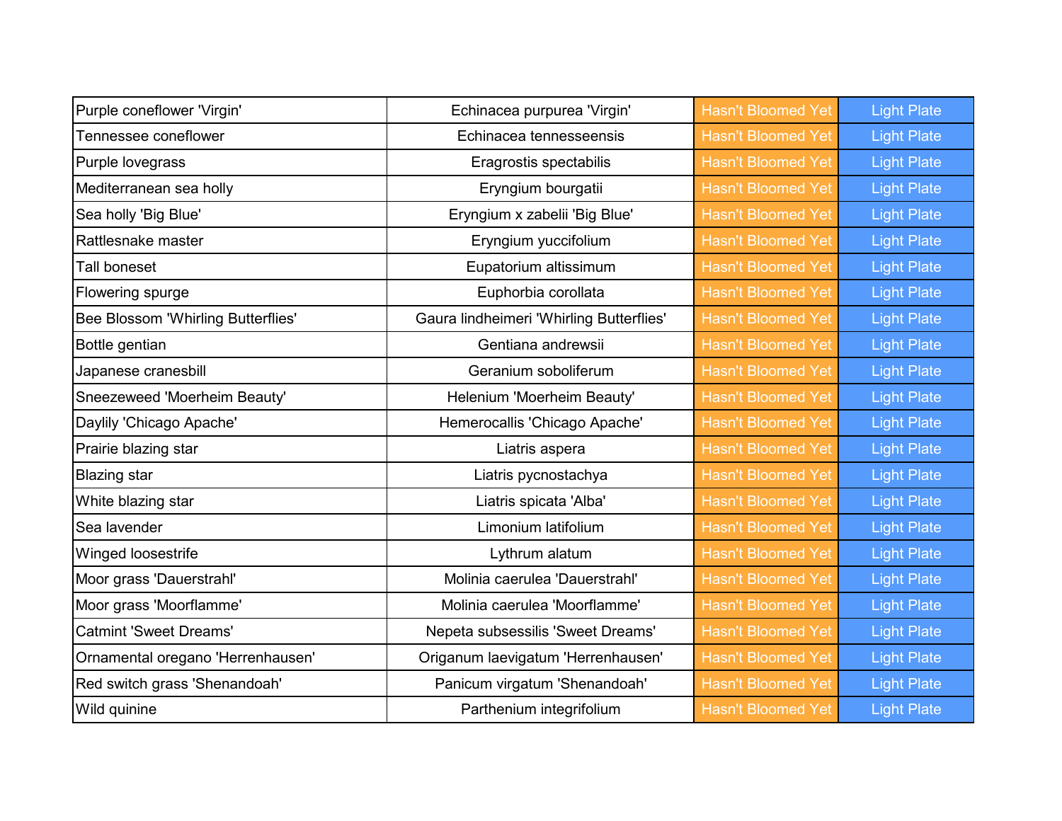| | | | |
|---|---|---|---|
| Purple coneflower 'Virgin' | Echinacea purpurea 'Virgin' | Hasn't Bloomed Yet | Light Plate |
| Tennessee coneflower | Echinacea tennesseensis | Hasn't Bloomed Yet | Light Plate |
| Purple lovegrass | Eragrostis spectabilis | Hasn't Bloomed Yet | Light Plate |
| Mediterranean sea holly | Eryngium bourgatii | Hasn't Bloomed Yet | Light Plate |
| Sea holly 'Big Blue' | Eryngium x zabelii 'Big Blue' | Hasn't Bloomed Yet | Light Plate |
| Rattlesnake master | Eryngium yuccifolium | Hasn't Bloomed Yet | Light Plate |
| Tall boneset | Eupatorium altissimum | Hasn't Bloomed Yet | Light Plate |
| Flowering spurge | Euphorbia corollata | Hasn't Bloomed Yet | Light Plate |
| Bee Blossom 'Whirling Butterflies' | Gaura lindheimeri 'Whirling Butterflies' | Hasn't Bloomed Yet | Light Plate |
| Bottle gentian | Gentiana andrewsii | Hasn't Bloomed Yet | Light Plate |
| Japanese cranesbill | Geranium soboliferum | Hasn't Bloomed Yet | Light Plate |
| Sneezeweed 'Moerheim Beauty' | Helenium 'Moerheim Beauty' | Hasn't Bloomed Yet | Light Plate |
| Daylily 'Chicago Apache' | Hemerocallis 'Chicago Apache' | Hasn't Bloomed Yet | Light Plate |
| Prairie blazing star | Liatris aspera | Hasn't Bloomed Yet | Light Plate |
| Blazing star | Liatris pycnostachya | Hasn't Bloomed Yet | Light Plate |
| White blazing star | Liatris spicata 'Alba' | Hasn't Bloomed Yet | Light Plate |
| Sea lavender | Limonium latifolium | Hasn't Bloomed Yet | Light Plate |
| Winged loosestrife | Lythrum alatum | Hasn't Bloomed Yet | Light Plate |
| Moor grass 'Dauerstrahl' | Molinia caerulea 'Dauerstrahl' | Hasn't Bloomed Yet | Light Plate |
| Moor grass 'Moorflamme' | Molinia caerulea 'Moorflamme' | Hasn't Bloomed Yet | Light Plate |
| Catmint 'Sweet Dreams' | Nepeta subsessilis 'Sweet Dreams' | Hasn't Bloomed Yet | Light Plate |
| Ornamental oregano 'Herrenhausen' | Origanum laevigatum 'Herrenhausen' | Hasn't Bloomed Yet | Light Plate |
| Red switch grass 'Shenandoah' | Panicum virgatum 'Shenandoah' | Hasn't Bloomed Yet | Light Plate |
| Wild quinine | Parthenium integrifolium | Hasn't Bloomed Yet | Light Plate |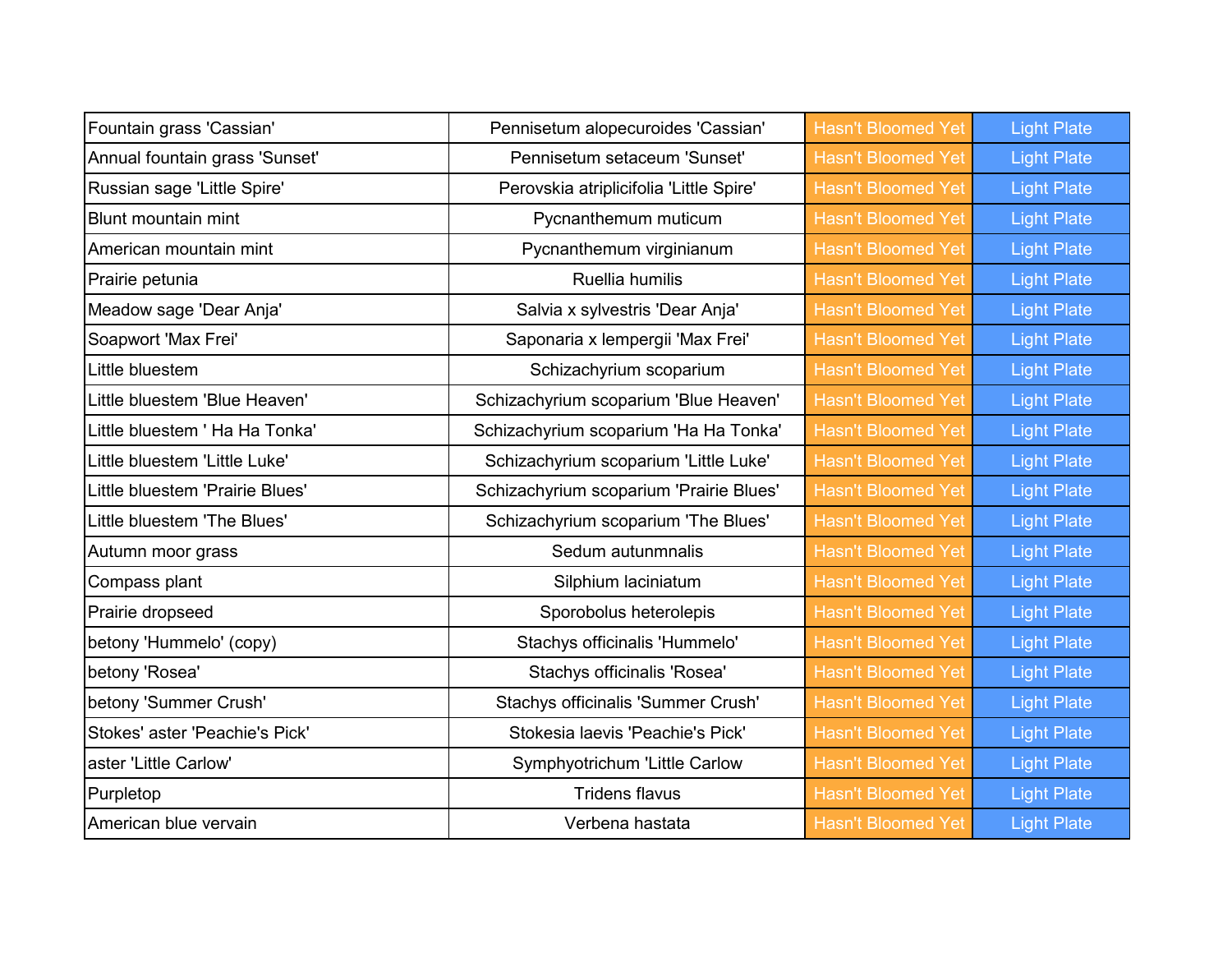| | | | |
|---|---|---|---|
| Fountain grass 'Cassian' | Pennisetum alopecuroides 'Cassian' | Hasn't Bloomed Yet | Light Plate |
| Annual fountain grass 'Sunset' | Pennisetum setaceum 'Sunset' | Hasn't Bloomed Yet | Light Plate |
| Russian sage 'Little Spire' | Perovskia atriplicifolia 'Little Spire' | Hasn't Bloomed Yet | Light Plate |
| Blunt mountain mint | Pycnanthemum muticum | Hasn't Bloomed Yet | Light Plate |
| American mountain mint | Pycnanthemum virginianum | Hasn't Bloomed Yet | Light Plate |
| Prairie petunia | Ruellia humilis | Hasn't Bloomed Yet | Light Plate |
| Meadow sage 'Dear Anja' | Salvia x sylvestris 'Dear Anja' | Hasn't Bloomed Yet | Light Plate |
| Soapwort 'Max Frei' | Saponaria x lempergii 'Max Frei' | Hasn't Bloomed Yet | Light Plate |
| Little bluestem | Schizachyrium scoparium | Hasn't Bloomed Yet | Light Plate |
| Little bluestem 'Blue Heaven' | Schizachyrium scoparium 'Blue Heaven' | Hasn't Bloomed Yet | Light Plate |
| Little bluestem ' Ha Ha Tonka' | Schizachyrium scoparium 'Ha Ha Tonka' | Hasn't Bloomed Yet | Light Plate |
| Little bluestem 'Little Luke' | Schizachyrium scoparium 'Little Luke' | Hasn't Bloomed Yet | Light Plate |
| Little bluestem 'Prairie Blues' | Schizachyrium scoparium 'Prairie Blues' | Hasn't Bloomed Yet | Light Plate |
| Little bluestem 'The Blues' | Schizachyrium scoparium 'The Blues' | Hasn't Bloomed Yet | Light Plate |
| Autumn moor grass | Sedum autunmnalis | Hasn't Bloomed Yet | Light Plate |
| Compass plant | Silphium laciniatum | Hasn't Bloomed Yet | Light Plate |
| Prairie dropseed | Sporobolus heterolepis | Hasn't Bloomed Yet | Light Plate |
| betony 'Hummelo' (copy) | Stachys officinalis 'Hummelo' | Hasn't Bloomed Yet | Light Plate |
| betony 'Rosea' | Stachys officinalis 'Rosea' | Hasn't Bloomed Yet | Light Plate |
| betony 'Summer Crush' | Stachys officinalis 'Summer Crush' | Hasn't Bloomed Yet | Light Plate |
| Stokes' aster 'Peachie's Pick' | Stokesia laevis 'Peachie's Pick' | Hasn't Bloomed Yet | Light Plate |
| aster 'Little Carlow' | Symphyotrichum 'Little Carlow | Hasn't Bloomed Yet | Light Plate |
| Purpletop | Tridens flavus | Hasn't Bloomed Yet | Light Plate |
| American blue vervain | Verbena hastata | Hasn't Bloomed Yet | Light Plate |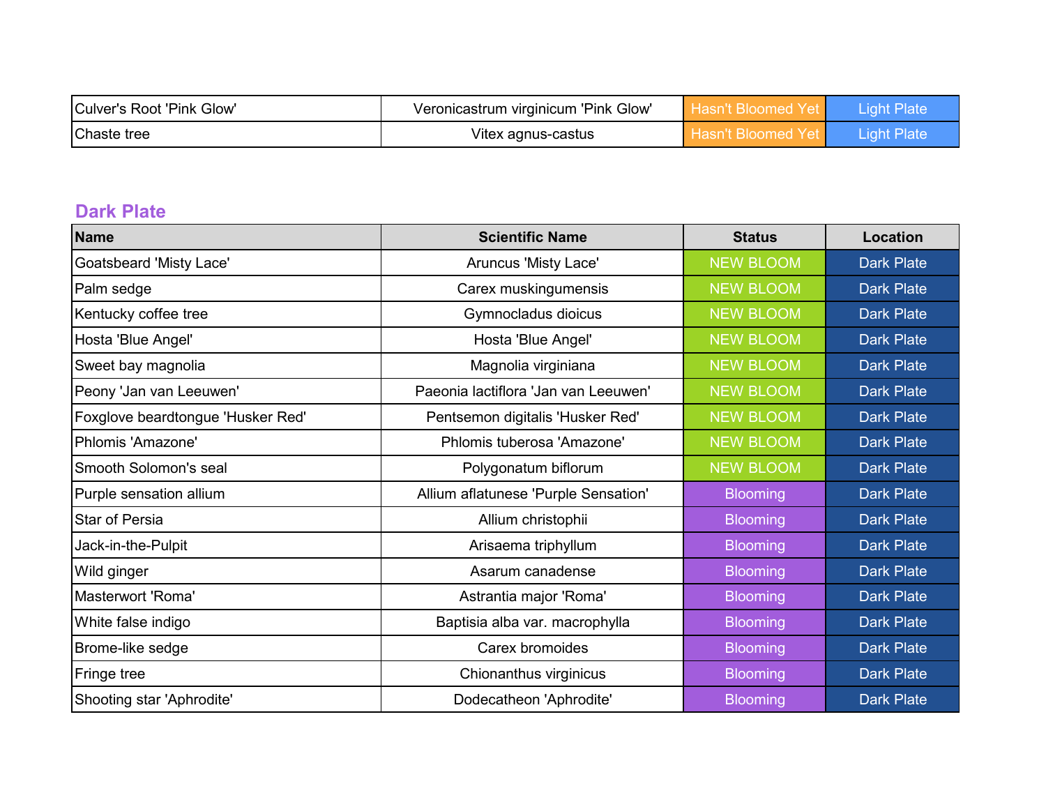| Culver's Root 'Pink Glow' | Veronicastrum virginicum 'Pink Glow' | Hasn't Bloomed Yet | Light Plate |
|---|---|---|---|
| Chaste tree | Vitex agnus-castus | Hasn't Bloomed Yet | Light Plate |

## Dark Plate

| Name | Scientific Name | Status | Location |
|---|---|---|---|
| Goatsbeard 'Misty Lace' | Aruncus 'Misty Lace' | NEW BLOOM | Dark Plate |
| Palm sedge | Carex muskingumensis | NEW BLOOM | Dark Plate |
| Kentucky coffee tree | Gymnocladus dioicus | NEW BLOOM | Dark Plate |
| Hosta 'Blue Angel' | Hosta 'Blue Angel' | NEW BLOOM | Dark Plate |
| Sweet bay magnolia | Magnolia virginiana | NEW BLOOM | Dark Plate |
| Peony 'Jan van Leeuwen' | Paeonia lactiflora 'Jan van Leeuwen' | NEW BLOOM | Dark Plate |
| Foxglove beardtongue 'Husker Red' | Pentsemon digitalis 'Husker Red' | NEW BLOOM | Dark Plate |
| Phlomis 'Amazone' | Phlomis tuberosa 'Amazone' | NEW BLOOM | Dark Plate |
| Smooth Solomon's seal | Polygonatum biflorum | NEW BLOOM | Dark Plate |
| Purple sensation allium | Allium aflatunese 'Purple Sensation' | Blooming | Dark Plate |
| Star of Persia | Allium christophii | Blooming | Dark Plate |
| Jack-in-the-Pulpit | Arisaema triphyllum | Blooming | Dark Plate |
| Wild ginger | Asarum canadense | Blooming | Dark Plate |
| Masterwort 'Roma' | Astrantia major 'Roma' | Blooming | Dark Plate |
| White false indigo | Baptisia alba var. macrophylla | Blooming | Dark Plate |
| Brome-like sedge | Carex bromoides | Blooming | Dark Plate |
| Fringe tree | Chionanthus virginicus | Blooming | Dark Plate |
| Shooting star 'Aphrodite' | Dodecatheon 'Aphrodite' | Blooming | Dark Plate |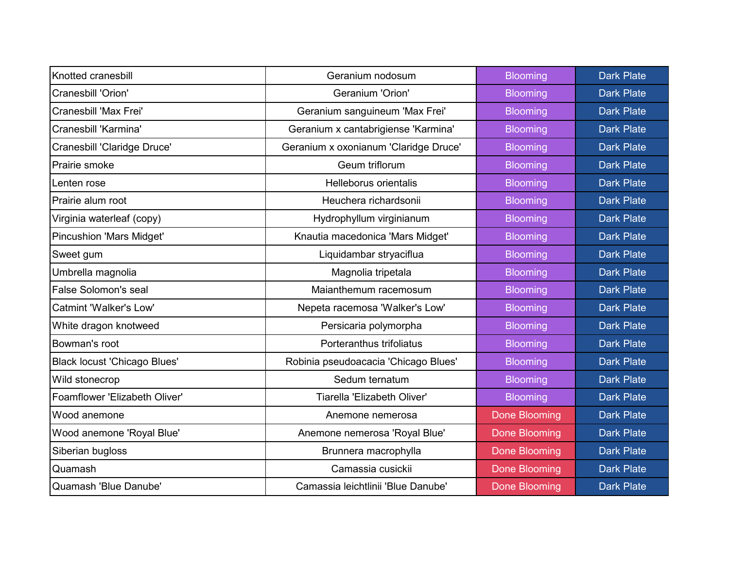| | | | |
|---|---|---|---|
| Knotted cranesbill | Geranium nodosum | Blooming | Dark Plate |
| Cranesbill 'Orion' | Geranium 'Orion' | Blooming | Dark Plate |
| Cranesbill 'Max Frei' | Geranium sanguineum 'Max Frei' | Blooming | Dark Plate |
| Cranesbill 'Karmina' | Geranium x cantabrigiense 'Karmina' | Blooming | Dark Plate |
| Cranesbill 'Claridge Druce' | Geranium x oxonianum 'Claridge Druce' | Blooming | Dark Plate |
| Prairie smoke | Geum triflorum | Blooming | Dark Plate |
| Lenten rose | Helleborus orientalis | Blooming | Dark Plate |
| Prairie alum root | Heuchera richardsonii | Blooming | Dark Plate |
| Virginia waterleaf (copy) | Hydrophyllum virginianum | Blooming | Dark Plate |
| Pincushion 'Mars Midget' | Knautia macedonica 'Mars Midget' | Blooming | Dark Plate |
| Sweet gum | Liquidambar stryaciflua | Blooming | Dark Plate |
| Umbrella magnolia | Magnolia tripetala | Blooming | Dark Plate |
| False Solomon's seal | Maianthemum racemosum | Blooming | Dark Plate |
| Catmint 'Walker's Low' | Nepeta racemosa 'Walker's Low' | Blooming | Dark Plate |
| White dragon knotweed | Persicaria polymorpha | Blooming | Dark Plate |
| Bowman's root | Porteranthus trifoliatus | Blooming | Dark Plate |
| Black locust 'Chicago Blues' | Robinia pseudoacacia 'Chicago Blues' | Blooming | Dark Plate |
| Wild stonecrop | Sedum ternatum | Blooming | Dark Plate |
| Foamflower 'Elizabeth Oliver' | Tiarella 'Elizabeth Oliver' | Blooming | Dark Plate |
| Wood anemone | Anemone nemerosa | Done Blooming | Dark Plate |
| Wood anemone 'Royal Blue' | Anemone nemerosa 'Royal Blue' | Done Blooming | Dark Plate |
| Siberian bugloss | Brunnera macrophylla | Done Blooming | Dark Plate |
| Quamash | Camassia cusickii | Done Blooming | Dark Plate |
| Quamash 'Blue Danube' | Camassia leichtlinii 'Blue Danube' | Done Blooming | Dark Plate |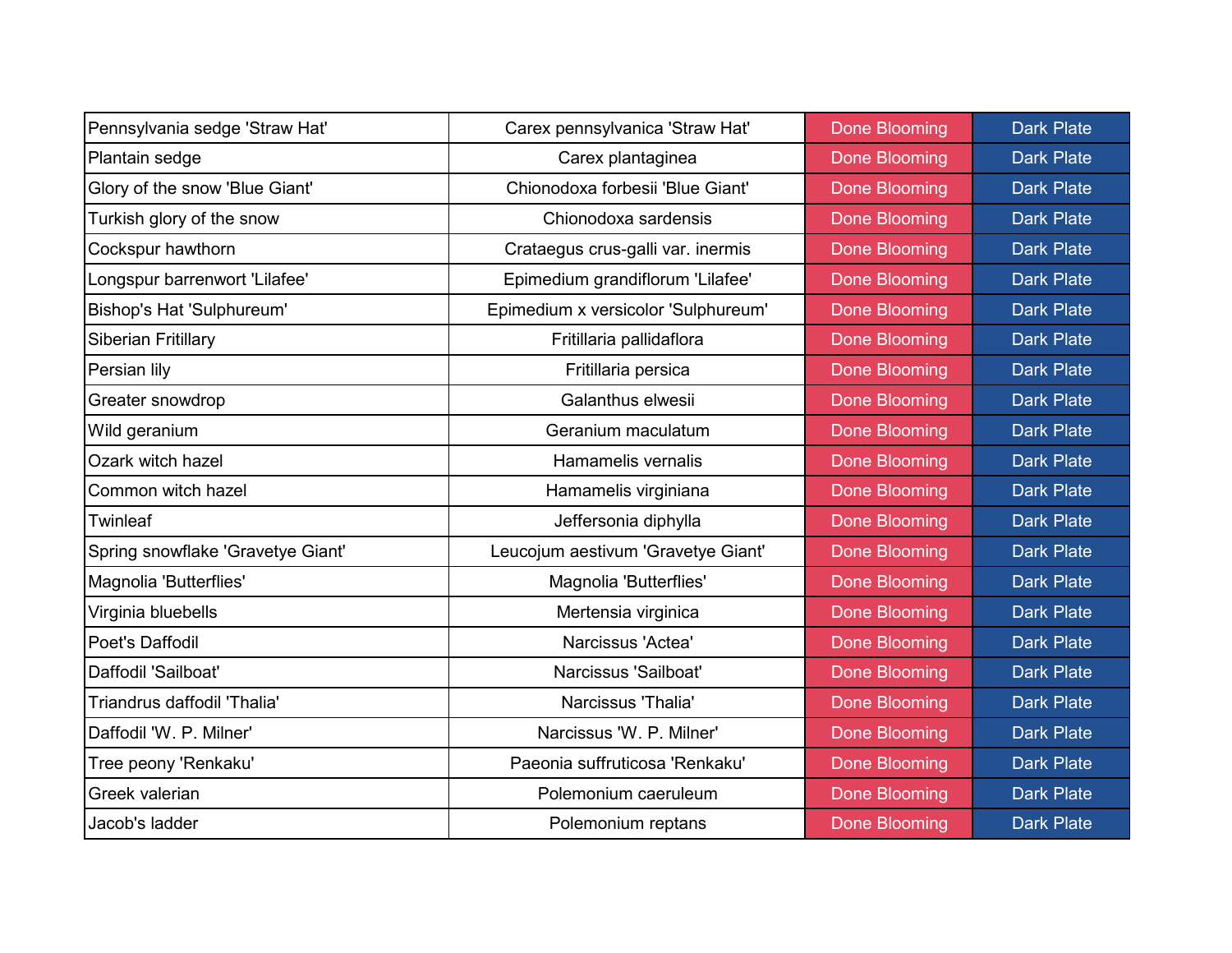| Pennsylvania sedge 'Straw Hat' | Carex pennsylvanica 'Straw Hat' | Done Blooming | Dark Plate |
|---|---|---|---|
| Plantain sedge | Carex plantaginea | Done Blooming | Dark Plate |
| Glory of the snow 'Blue Giant' | Chionodoxa forbesii 'Blue Giant' | Done Blooming | Dark Plate |
| Turkish glory of the snow | Chionodoxa sardensis | Done Blooming | Dark Plate |
| Cockspur hawthorn | Crataegus crus-galli var. inermis | Done Blooming | Dark Plate |
| Longspur barrenwort 'Lilafee' | Epimedium grandiflorum 'Lilafee' | Done Blooming | Dark Plate |
| Bishop's Hat 'Sulphureum' | Epimedium x versicolor 'Sulphureum' | Done Blooming | Dark Plate |
| Siberian Fritillary | Fritillaria pallidaflora | Done Blooming | Dark Plate |
| Persian lily | Fritillaria persica | Done Blooming | Dark Plate |
| Greater snowdrop | Galanthus elwesii | Done Blooming | Dark Plate |
| Wild geranium | Geranium maculatum | Done Blooming | Dark Plate |
| Ozark witch hazel | Hamamelis vernalis | Done Blooming | Dark Plate |
| Common witch hazel | Hamamelis virginiana | Done Blooming | Dark Plate |
| Twinleaf | Jeffersonia diphylla | Done Blooming | Dark Plate |
| Spring snowflake 'Gravetye Giant' | Leucojum aestivum 'Gravetye Giant' | Done Blooming | Dark Plate |
| Magnolia 'Butterflies' | Magnolia 'Butterflies' | Done Blooming | Dark Plate |
| Virginia bluebells | Mertensia virginica | Done Blooming | Dark Plate |
| Poet's Daffodil | Narcissus 'Actea' | Done Blooming | Dark Plate |
| Daffodil 'Sailboat' | Narcissus 'Sailboat' | Done Blooming | Dark Plate |
| Triandrus daffodil 'Thalia' | Narcissus 'Thalia' | Done Blooming | Dark Plate |
| Daffodil 'W. P. Milner' | Narcissus 'W. P. Milner' | Done Blooming | Dark Plate |
| Tree peony 'Renkaku' | Paeonia suffruticosa 'Renkaku' | Done Blooming | Dark Plate |
| Greek valerian | Polemonium caeruleum | Done Blooming | Dark Plate |
| Jacob's ladder | Polemonium reptans | Done Blooming | Dark Plate |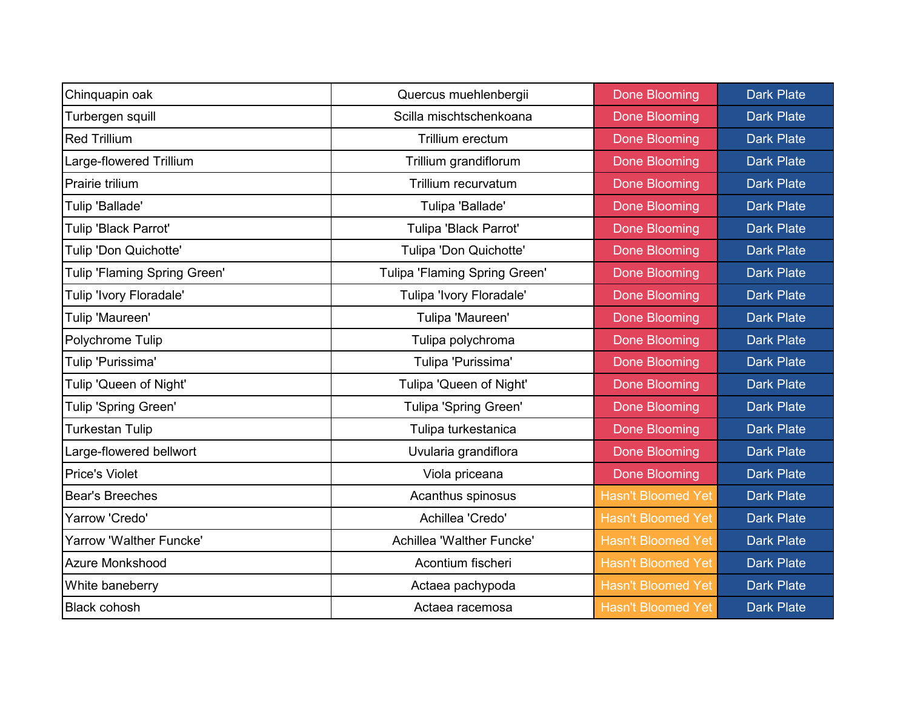| | | | |
|---|---|---|---|
| Chinquapin oak | Quercus muehlenbergii | Done Blooming | Dark Plate |
| Turbergen squill | Scilla mischtschenkoana | Done Blooming | Dark Plate |
| Red Trillium | Trillium erectum | Done Blooming | Dark Plate |
| Large-flowered Trillium | Trillium grandiflorum | Done Blooming | Dark Plate |
| Prairie trilium | Trillium recurvatum | Done Blooming | Dark Plate |
| Tulip 'Ballade' | Tulipa 'Ballade' | Done Blooming | Dark Plate |
| Tulip 'Black Parrot' | Tulipa 'Black Parrot' | Done Blooming | Dark Plate |
| Tulip 'Don Quichotte' | Tulipa 'Don Quichotte' | Done Blooming | Dark Plate |
| Tulip 'Flaming Spring Green' | Tulipa 'Flaming Spring Green' | Done Blooming | Dark Plate |
| Tulip 'Ivory Floradale' | Tulipa 'Ivory Floradale' | Done Blooming | Dark Plate |
| Tulip 'Maureen' | Tulipa 'Maureen' | Done Blooming | Dark Plate |
| Polychrome Tulip | Tulipa polychroma | Done Blooming | Dark Plate |
| Tulip 'Purissima' | Tulipa 'Purissima' | Done Blooming | Dark Plate |
| Tulip 'Queen of Night' | Tulipa 'Queen of Night' | Done Blooming | Dark Plate |
| Tulip 'Spring Green' | Tulipa 'Spring Green' | Done Blooming | Dark Plate |
| Turkestan Tulip | Tulipa turkestanica | Done Blooming | Dark Plate |
| Large-flowered bellwort | Uvularia grandiflora | Done Blooming | Dark Plate |
| Price's Violet | Viola priceana | Done Blooming | Dark Plate |
| Bear's Breeches | Acanthus spinosus | Hasn't Bloomed Yet | Dark Plate |
| Yarrow 'Credo' | Achillea 'Credo' | Hasn't Bloomed Yet | Dark Plate |
| Yarrow 'Walther Funcke' | Achillea 'Walther Funcke' | Hasn't Bloomed Yet | Dark Plate |
| Azure Monkshood | Acontium fischeri | Hasn't Bloomed Yet | Dark Plate |
| White baneberry | Actaea pachypoda | Hasn't Bloomed Yet | Dark Plate |
| Black cohosh | Actaea racemosa | Hasn't Bloomed Yet | Dark Plate |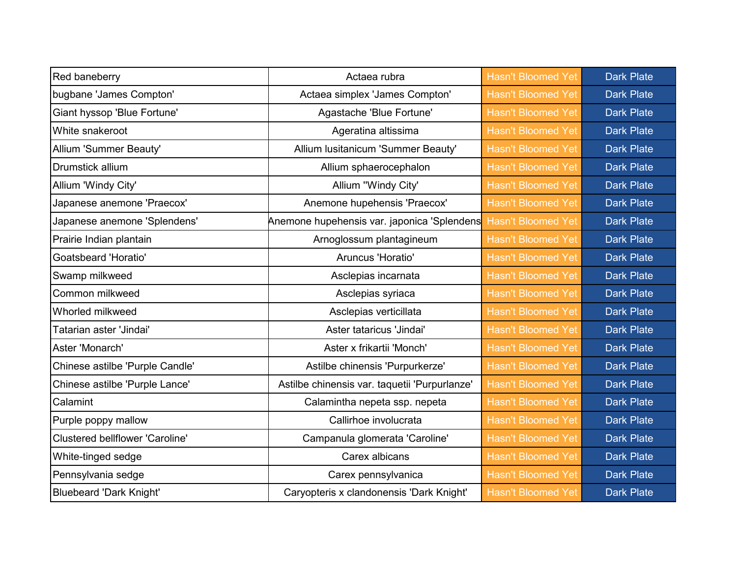| | | | |
|---|---|---|---|
| Red baneberry | Actaea rubra | Hasn't Bloomed Yet | Dark Plate |
| bugbane 'James Compton' | Actaea simplex 'James Compton' | Hasn't Bloomed Yet | Dark Plate |
| Giant hyssop 'Blue Fortune' | Agastache 'Blue Fortune' | Hasn't Bloomed Yet | Dark Plate |
| White snakeroot | Ageratina altissima | Hasn't Bloomed Yet | Dark Plate |
| Allium 'Summer Beauty' | Allium lusitanicum 'Summer Beauty' | Hasn't Bloomed Yet | Dark Plate |
| Drumstick allium | Allium sphaerocephalon | Hasn't Bloomed Yet | Dark Plate |
| Allium 'Windy City' | Allium ''Windy City' | Hasn't Bloomed Yet | Dark Plate |
| Japanese anemone 'Praecox' | Anemone hupehensis 'Praecox' | Hasn't Bloomed Yet | Dark Plate |
| Japanese anemone 'Splendens' | Anemone hupehensis var. japonica 'Splendens | Hasn't Bloomed Yet | Dark Plate |
| Prairie Indian plantain | Arnoglossum plantagineum | Hasn't Bloomed Yet | Dark Plate |
| Goatsbeard 'Horatio' | Aruncus 'Horatio' | Hasn't Bloomed Yet | Dark Plate |
| Swamp milkweed | Asclepias incarnata | Hasn't Bloomed Yet | Dark Plate |
| Common milkweed | Asclepias syriaca | Hasn't Bloomed Yet | Dark Plate |
| Whorled milkweed | Asclepias verticillata | Hasn't Bloomed Yet | Dark Plate |
| Tatarian aster 'Jindai' | Aster tataricus 'Jindai' | Hasn't Bloomed Yet | Dark Plate |
| Aster 'Monarch' | Aster x frikartii 'Monch' | Hasn't Bloomed Yet | Dark Plate |
| Chinese astilbe 'Purple Candle' | Astilbe chinensis 'Purpurkerze' | Hasn't Bloomed Yet | Dark Plate |
| Chinese astilbe 'Purple Lance' | Astilbe chinensis var. taquetii 'Purpurlanze' | Hasn't Bloomed Yet | Dark Plate |
| Calamint | Calamintha nepeta ssp. nepeta | Hasn't Bloomed Yet | Dark Plate |
| Purple poppy mallow | Callirhoe involucrata | Hasn't Bloomed Yet | Dark Plate |
| Clustered bellflower 'Caroline' | Campanula glomerata 'Caroline' | Hasn't Bloomed Yet | Dark Plate |
| White-tinged sedge | Carex albicans | Hasn't Bloomed Yet | Dark Plate |
| Pennsylvania sedge | Carex pennsylvanica | Hasn't Bloomed Yet | Dark Plate |
| Bluebeard 'Dark Knight' | Caryopteris x clandonensis 'Dark Knight' | Hasn't Bloomed Yet | Dark Plate |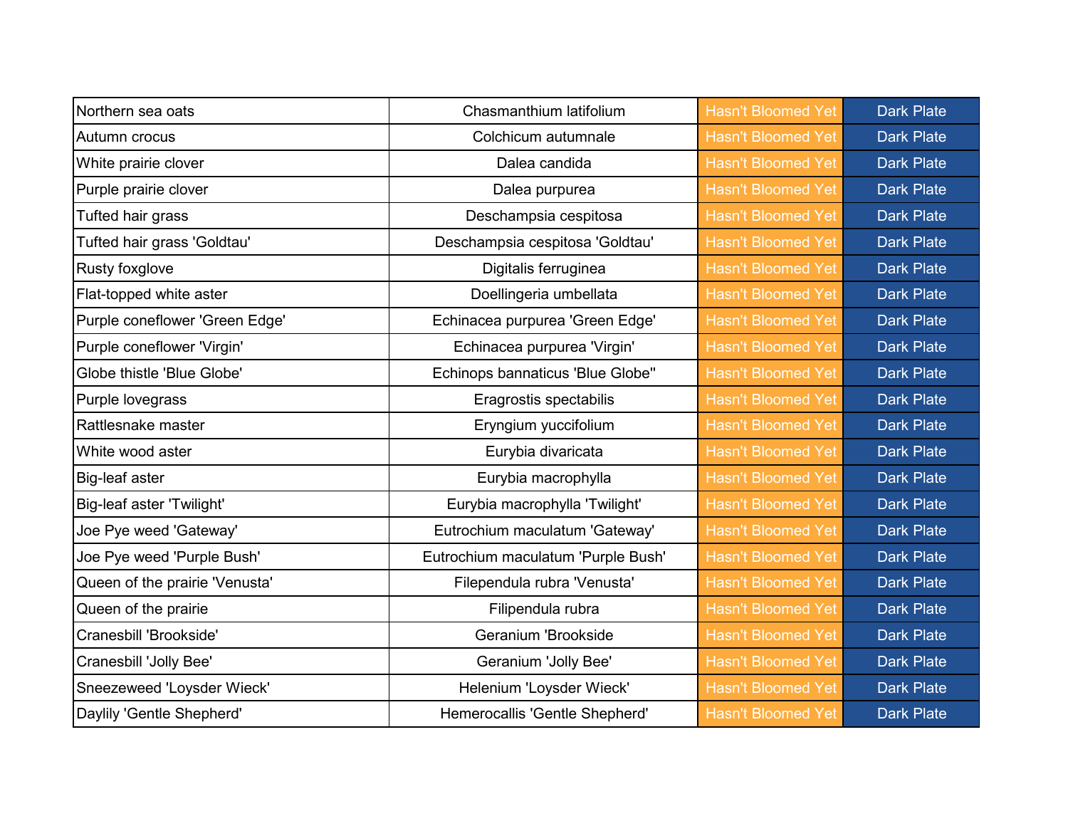| | | | |
|---|---|---|---|
| Northern sea oats | Chasmanthium latifolium | Hasn't Bloomed Yet | Dark Plate |
| Autumn crocus | Colchicum autumnale | Hasn't Bloomed Yet | Dark Plate |
| White prairie clover | Dalea candida | Hasn't Bloomed Yet | Dark Plate |
| Purple prairie clover | Dalea purpurea | Hasn't Bloomed Yet | Dark Plate |
| Tufted hair grass | Deschampsia cespitosa | Hasn't Bloomed Yet | Dark Plate |
| Tufted hair grass 'Goldtau' | Deschampsia cespitosa 'Goldtau' | Hasn't Bloomed Yet | Dark Plate |
| Rusty foxglove | Digitalis ferruginea | Hasn't Bloomed Yet | Dark Plate |
| Flat-topped white aster | Doellingeria umbellata | Hasn't Bloomed Yet | Dark Plate |
| Purple coneflower 'Green Edge' | Echinacea purpurea 'Green Edge' | Hasn't Bloomed Yet | Dark Plate |
| Purple coneflower 'Virgin' | Echinacea purpurea 'Virgin' | Hasn't Bloomed Yet | Dark Plate |
| Globe thistle 'Blue Globe' | Echinops bannaticus 'Blue Globe'' | Hasn't Bloomed Yet | Dark Plate |
| Purple lovegrass | Eragrostis spectabilis | Hasn't Bloomed Yet | Dark Plate |
| Rattlesnake master | Eryngium yuccifolium | Hasn't Bloomed Yet | Dark Plate |
| White wood aster | Eurybia divaricata | Hasn't Bloomed Yet | Dark Plate |
| Big-leaf aster | Eurybia macrophylla | Hasn't Bloomed Yet | Dark Plate |
| Big-leaf aster 'Twilight' | Eurybia macrophylla 'Twilight' | Hasn't Bloomed Yet | Dark Plate |
| Joe Pye weed 'Gateway' | Eutrochium maculatum 'Gateway' | Hasn't Bloomed Yet | Dark Plate |
| Joe Pye weed 'Purple Bush' | Eutrochium maculatum 'Purple Bush' | Hasn't Bloomed Yet | Dark Plate |
| Queen of the prairie 'Venusta' | Filependula rubra 'Venusta' | Hasn't Bloomed Yet | Dark Plate |
| Queen of the prairie | Filipendula rubra | Hasn't Bloomed Yet | Dark Plate |
| Cranesbill 'Brookside' | Geranium 'Brookside | Hasn't Bloomed Yet | Dark Plate |
| Cranesbill 'Jolly Bee' | Geranium 'Jolly Bee' | Hasn't Bloomed Yet | Dark Plate |
| Sneezeweed 'Loysder Wieck' | Helenium 'Loysder Wieck' | Hasn't Bloomed Yet | Dark Plate |
| Daylily 'Gentle Shepherd' | Hemerocallis 'Gentle Shepherd' | Hasn't Bloomed Yet | Dark Plate |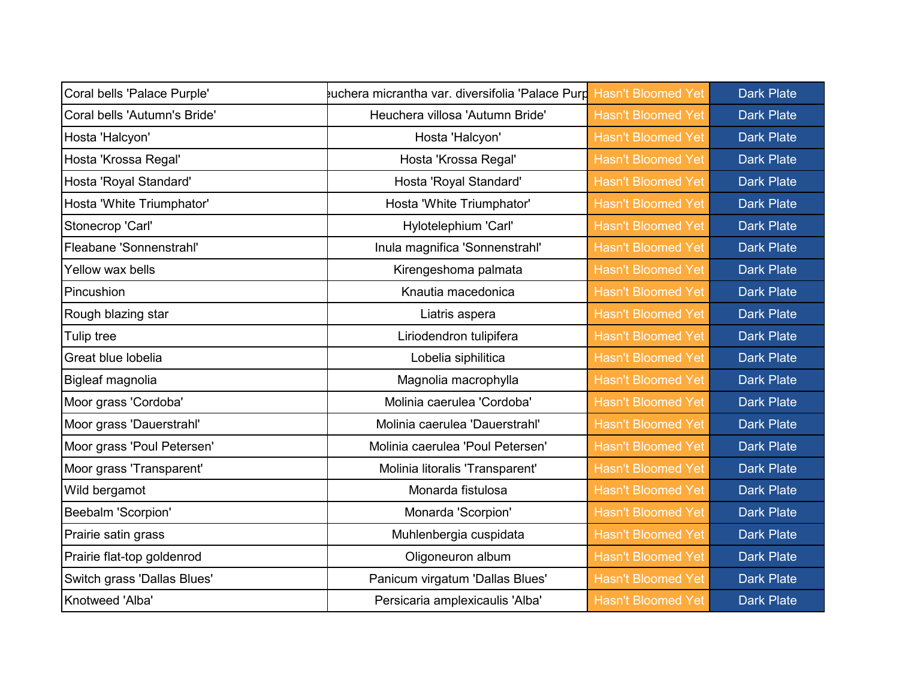| Coral bells 'Palace Purple' | Heuchera micrantha var. diversifolia 'Palace Purple' | Hasn't Bloomed Yet | Dark Plate |
|---|---|---|---|
| Coral bells 'Autumn's Bride' | Heuchera villosa 'Autumn Bride' | Hasn't Bloomed Yet | Dark Plate |
| Hosta 'Halcyon' | Hosta 'Halcyon' | Hasn't Bloomed Yet | Dark Plate |
| Hosta 'Krossa Regal' | Hosta 'Krossa Regal' | Hasn't Bloomed Yet | Dark Plate |
| Hosta 'Royal Standard' | Hosta 'Royal Standard' | Hasn't Bloomed Yet | Dark Plate |
| Hosta 'White Triumphator' | Hosta 'White Triumphator' | Hasn't Bloomed Yet | Dark Plate |
| Stonecrop 'Carl' | Hylotelephium 'Carl' | Hasn't Bloomed Yet | Dark Plate |
| Fleabane 'Sonnenstrahl' | Inula magnifica 'Sonnenstrahl' | Hasn't Bloomed Yet | Dark Plate |
| Yellow wax bells | Kirengeshoma palmata | Hasn't Bloomed Yet | Dark Plate |
| Pincushion | Knautia macedonica | Hasn't Bloomed Yet | Dark Plate |
| Rough blazing star | Liatris aspera | Hasn't Bloomed Yet | Dark Plate |
| Tulip tree | Liriodendron tulipifera | Hasn't Bloomed Yet | Dark Plate |
| Great blue lobelia | Lobelia siphilitica | Hasn't Bloomed Yet | Dark Plate |
| Bigleaf magnolia | Magnolia macrophylla | Hasn't Bloomed Yet | Dark Plate |
| Moor grass 'Cordoba' | Molinia caerulea 'Cordoba' | Hasn't Bloomed Yet | Dark Plate |
| Moor grass 'Dauerstrahl' | Molinia caerulea 'Dauerstrahl' | Hasn't Bloomed Yet | Dark Plate |
| Moor grass 'Poul Petersen' | Molinia caerulea 'Poul Petersen' | Hasn't Bloomed Yet | Dark Plate |
| Moor grass 'Transparent' | Molinia litoralis 'Transparent' | Hasn't Bloomed Yet | Dark Plate |
| Wild bergamot | Monarda fistulosa | Hasn't Bloomed Yet | Dark Plate |
| Beebalm 'Scorpion' | Monarda 'Scorpion' | Hasn't Bloomed Yet | Dark Plate |
| Prairie satin grass | Muhlenbergia cuspidata | Hasn't Bloomed Yet | Dark Plate |
| Prairie flat-top goldenrod | Oligoneuron album | Hasn't Bloomed Yet | Dark Plate |
| Switch grass 'Dallas Blues' | Panicum virgatum 'Dallas Blues' | Hasn't Bloomed Yet | Dark Plate |
| Knotweed 'Alba' | Persicaria amplexicaulis 'Alba' | Hasn't Bloomed Yet | Dark Plate |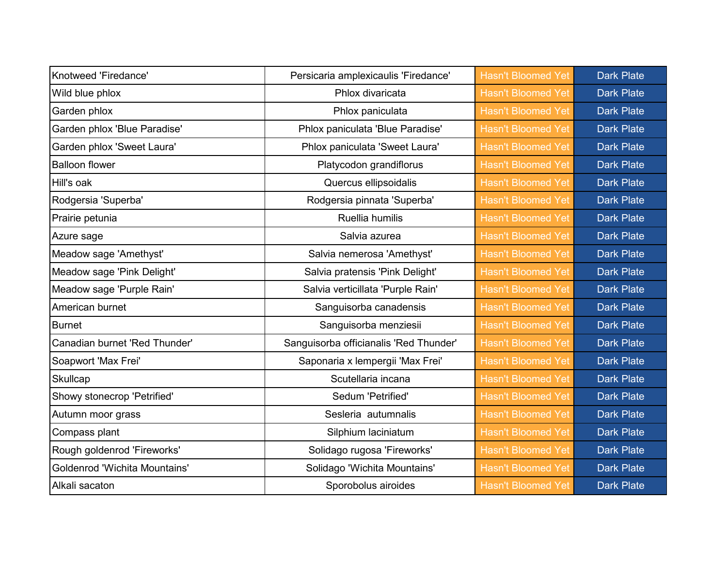| | | | |
|---|---|---|---|
| Knotweed 'Firedance' | Persicaria amplexicaulis 'Firedance' | Hasn't Bloomed Yet | Dark Plate |
| Wild blue phlox | Phlox divaricata | Hasn't Bloomed Yet | Dark Plate |
| Garden phlox | Phlox paniculata | Hasn't Bloomed Yet | Dark Plate |
| Garden phlox 'Blue Paradise' | Phlox paniculata 'Blue Paradise' | Hasn't Bloomed Yet | Dark Plate |
| Garden phlox 'Sweet Laura' | Phlox paniculata 'Sweet Laura' | Hasn't Bloomed Yet | Dark Plate |
| Balloon flower | Platycodon grandiflorus | Hasn't Bloomed Yet | Dark Plate |
| Hill's oak | Quercus ellipsoidalis | Hasn't Bloomed Yet | Dark Plate |
| Rodgersia 'Superba' | Rodgersia pinnata 'Superba' | Hasn't Bloomed Yet | Dark Plate |
| Prairie petunia | Ruellia humilis | Hasn't Bloomed Yet | Dark Plate |
| Azure sage | Salvia azurea | Hasn't Bloomed Yet | Dark Plate |
| Meadow sage 'Amethyst' | Salvia nemerosa 'Amethyst' | Hasn't Bloomed Yet | Dark Plate |
| Meadow sage 'Pink Delight' | Salvia pratensis 'Pink Delight' | Hasn't Bloomed Yet | Dark Plate |
| Meadow sage 'Purple Rain' | Salvia verticillata 'Purple Rain' | Hasn't Bloomed Yet | Dark Plate |
| American burnet | Sanguisorba canadensis | Hasn't Bloomed Yet | Dark Plate |
| Burnet | Sanguisorba menziesii | Hasn't Bloomed Yet | Dark Plate |
| Canadian burnet 'Red Thunder' | Sanguisorba officianalis 'Red Thunder' | Hasn't Bloomed Yet | Dark Plate |
| Soapwort 'Max Frei' | Saponaria x lempergii 'Max Frei' | Hasn't Bloomed Yet | Dark Plate |
| Skullcap | Scutellaria incana | Hasn't Bloomed Yet | Dark Plate |
| Showy stonecrop 'Petrified' | Sedum 'Petrified' | Hasn't Bloomed Yet | Dark Plate |
| Autumn moor grass | Sesleria autumnalis | Hasn't Bloomed Yet | Dark Plate |
| Compass plant | Silphium laciniatum | Hasn't Bloomed Yet | Dark Plate |
| Rough goldenrod 'Fireworks' | Solidago rugosa 'Fireworks' | Hasn't Bloomed Yet | Dark Plate |
| Goldenrod 'Wichita Mountains' | Solidago 'Wichita Mountains' | Hasn't Bloomed Yet | Dark Plate |
| Alkali sacaton | Sporobolus airoides | Hasn't Bloomed Yet | Dark Plate |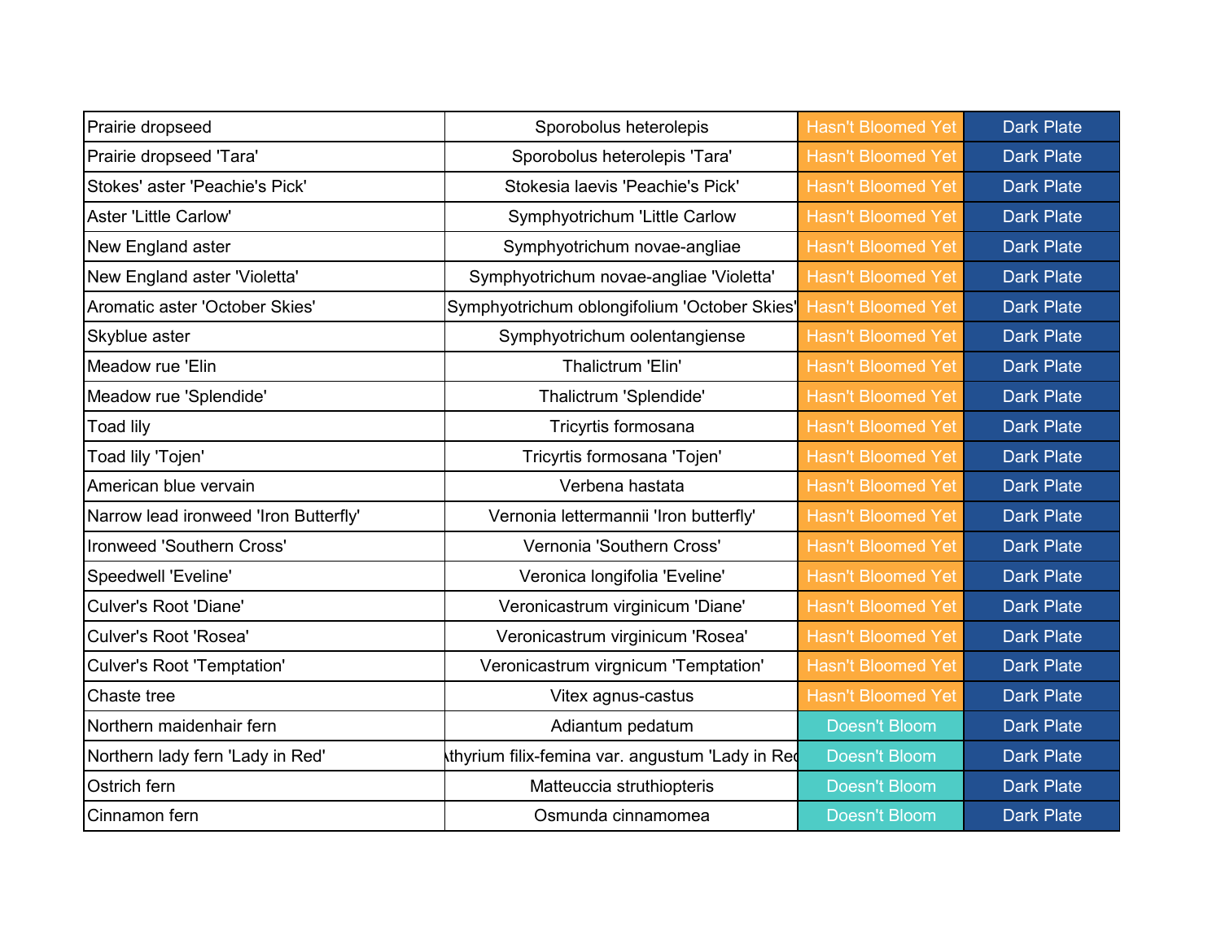| | | | |
|---|---|---|---|
| Prairie dropseed | Sporobolus heterolepis | Hasn't Bloomed Yet | Dark Plate |
| Prairie dropseed 'Tara' | Sporobolus heterolepis 'Tara' | Hasn't Bloomed Yet | Dark Plate |
| Stokes' aster 'Peachie's Pick' | Stokesia laevis 'Peachie's Pick' | Hasn't Bloomed Yet | Dark Plate |
| Aster 'Little Carlow' | Symphyotrichum 'Little Carlow | Hasn't Bloomed Yet | Dark Plate |
| New England aster | Symphyotrichum novae-angliae | Hasn't Bloomed Yet | Dark Plate |
| New England aster 'Violetta' | Symphyotrichum novae-angliae 'Violetta' | Hasn't Bloomed Yet | Dark Plate |
| Aromatic aster 'October Skies' | Symphyotrichum oblongifolium 'October Skies' | Hasn't Bloomed Yet | Dark Plate |
| Skyblue aster | Symphyotrichum oolentangiense | Hasn't Bloomed Yet | Dark Plate |
| Meadow rue 'Elin | Thalictrum 'Elin' | Hasn't Bloomed Yet | Dark Plate |
| Meadow rue 'Splendide' | Thalictrum 'Splendide' | Hasn't Bloomed Yet | Dark Plate |
| Toad lily | Tricyrtis formosana | Hasn't Bloomed Yet | Dark Plate |
| Toad lily 'Tojen' | Tricyrtis formosana 'Tojen' | Hasn't Bloomed Yet | Dark Plate |
| American blue vervain | Verbena hastata | Hasn't Bloomed Yet | Dark Plate |
| Narrow lead ironweed 'Iron Butterfly' | Vernonia lettermannii 'Iron butterfly' | Hasn't Bloomed Yet | Dark Plate |
| Ironweed 'Southern Cross' | Vernonia 'Southern Cross' | Hasn't Bloomed Yet | Dark Plate |
| Speedwell 'Eveline' | Veronica longifolia 'Eveline' | Hasn't Bloomed Yet | Dark Plate |
| Culver's Root 'Diane' | Veronicastrum virginicum 'Diane' | Hasn't Bloomed Yet | Dark Plate |
| Culver's Root 'Rosea' | Veronicastrum virginicum 'Rosea' | Hasn't Bloomed Yet | Dark Plate |
| Culver's Root 'Temptation' | Veronicastrum virgnicum 'Temptation' | Hasn't Bloomed Yet | Dark Plate |
| Chaste tree | Vitex agnus-castus | Hasn't Bloomed Yet | Dark Plate |
| Northern maidenhair fern | Adiantum pedatum | Doesn't Bloom | Dark Plate |
| Northern lady fern 'Lady in Red' | Athyrium filix-femina var. angustum 'Lady in Red' | Doesn't Bloom | Dark Plate |
| Ostrich fern | Matteuccia struthiopteris | Doesn't Bloom | Dark Plate |
| Cinnamon fern | Osmunda cinnamomea | Doesn't Bloom | Dark Plate |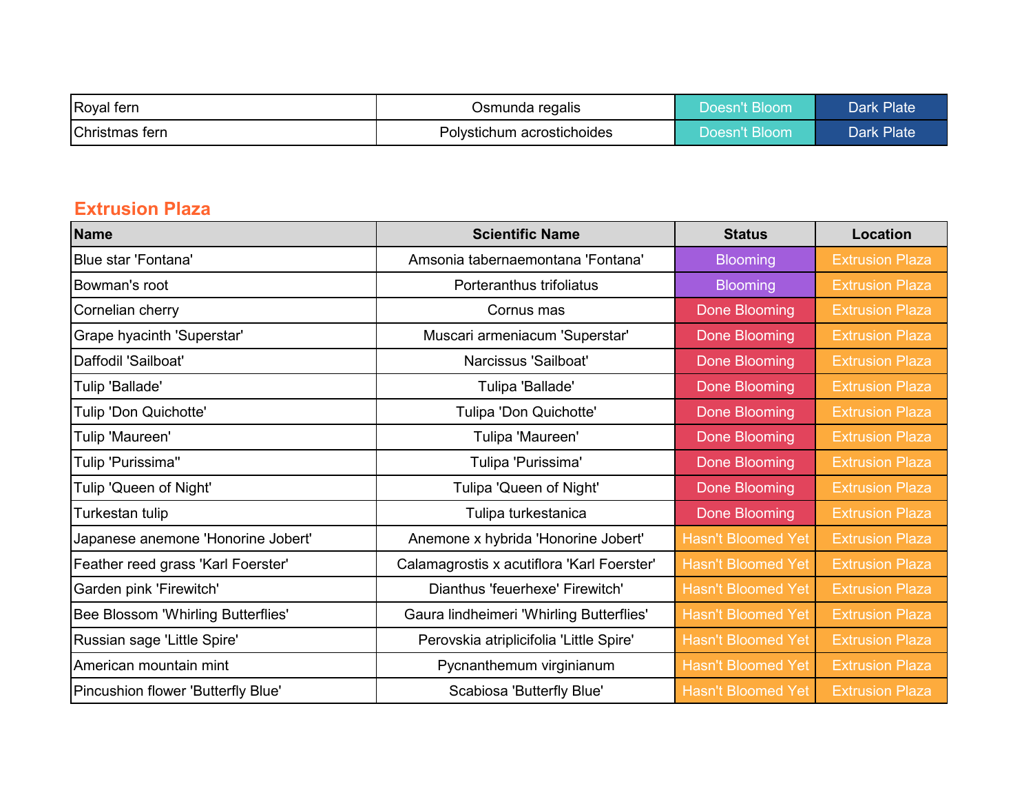| Royal fern | Osmunda regalis | Doesn't Bloom | Dark Plate |
|---|---|---|---|
| Christmas fern | Polystichum acrostichoides | Doesn't Bloom | Dark Plate |

## Extrusion Plaza

| Name | Scientific Name | Status | Location |
|---|---|---|---|
| Blue star 'Fontana' | Amsonia tabernaemontana 'Fontana' | Blooming | Extrusion Plaza |
| Bowman's root | Porteranthus trifoliatus | Blooming | Extrusion Plaza |
| Cornelian cherry | Cornus mas | Done Blooming | Extrusion Plaza |
| Grape hyacinth 'Superstar' | Muscari armeniacum 'Superstar' | Done Blooming | Extrusion Plaza |
| Daffodil 'Sailboat' | Narcissus 'Sailboat' | Done Blooming | Extrusion Plaza |
| Tulip 'Ballade' | Tulipa 'Ballade' | Done Blooming | Extrusion Plaza |
| Tulip 'Don Quichotte' | Tulipa 'Don Quichotte' | Done Blooming | Extrusion Plaza |
| Tulip 'Maureen' | Tulipa 'Maureen' | Done Blooming | Extrusion Plaza |
| Tulip 'Purissima'' | Tulipa 'Purissima' | Done Blooming | Extrusion Plaza |
| Tulip 'Queen of Night' | Tulipa 'Queen of Night' | Done Blooming | Extrusion Plaza |
| Turkestan tulip | Tulipa turkestanica | Done Blooming | Extrusion Plaza |
| Japanese anemone 'Honorine Jobert' | Anemone x hybrida 'Honorine Jobert' | Hasn't Bloomed Yet | Extrusion Plaza |
| Feather reed grass 'Karl Foerster' | Calamagrostis x acutiflora 'Karl Foerster' | Hasn't Bloomed Yet | Extrusion Plaza |
| Garden pink 'Firewitch' | Dianthus 'feuerhexe' Firewitch' | Hasn't Bloomed Yet | Extrusion Plaza |
| Bee Blossom 'Whirling Butterflies' | Gaura lindheimeri 'Whirling Butterflies' | Hasn't Bloomed Yet | Extrusion Plaza |
| Russian sage 'Little Spire' | Perovskia atriplicifolia 'Little Spire' | Hasn't Bloomed Yet | Extrusion Plaza |
| American mountain mint | Pycnanthemum virginianum | Hasn't Bloomed Yet | Extrusion Plaza |
| Pincushion flower 'Butterfly Blue' | Scabiosa 'Butterfly Blue' | Hasn't Bloomed Yet | Extrusion Plaza |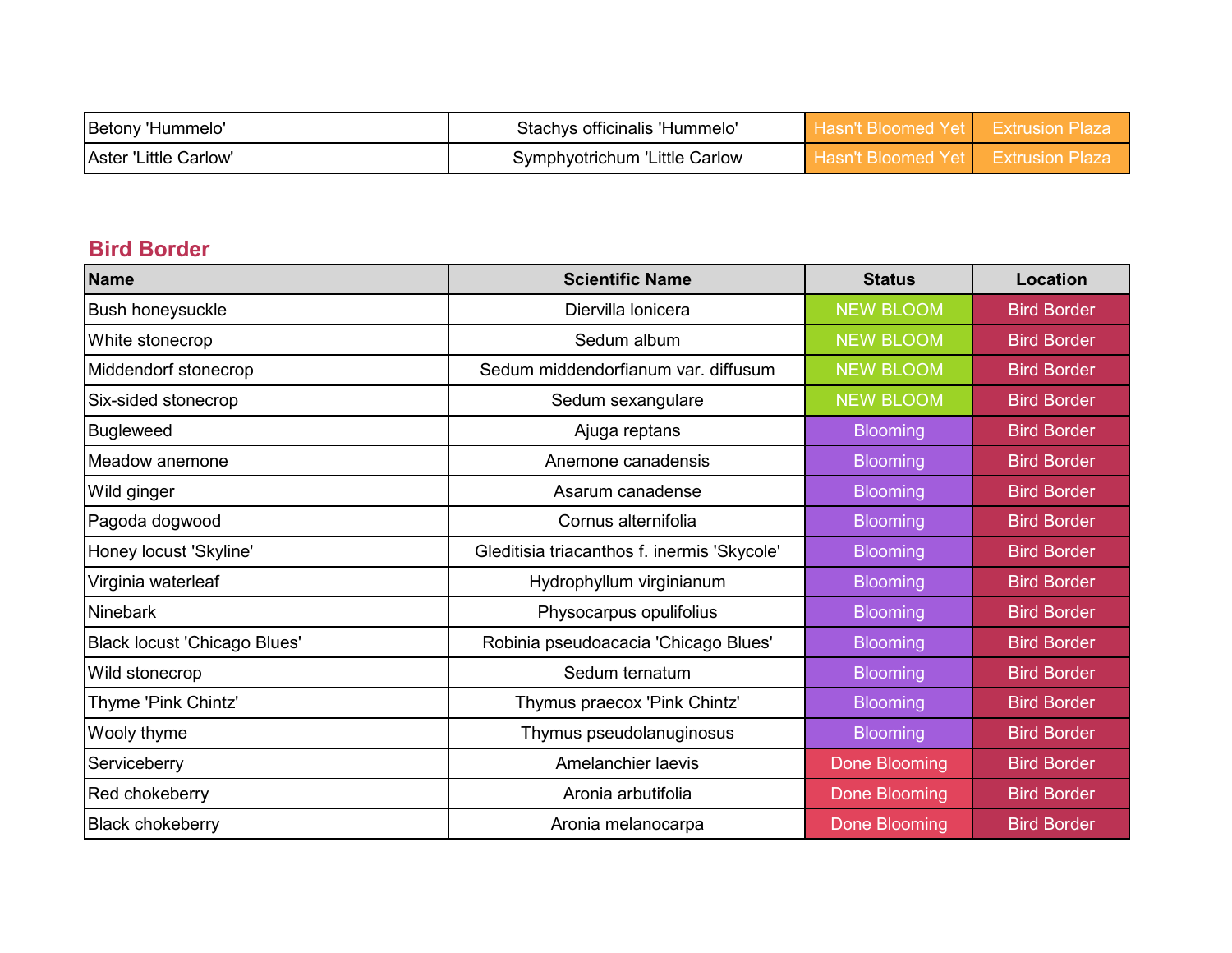| Betony 'Hummelo' | Stachys officinalis 'Hummelo' | Hasn't Bloomed Yet | Extrusion Plaza |
|---|---|---|---|
| Aster 'Little Carlow' | Symphyotrichum 'Little Carlow | Hasn't Bloomed Yet | Extrusion Plaza |

## Bird Border

| Name | Scientific Name | Status | Location |
|---|---|---|---|
| Bush honeysuckle | Diervilla lonicera | NEW BLOOM | Bird Border |
| White stonecrop | Sedum album | NEW BLOOM | Bird Border |
| Middendorf stonecrop | Sedum middendorfianum var. diffusum | NEW BLOOM | Bird Border |
| Six-sided stonecrop | Sedum sexangulare | NEW BLOOM | Bird Border |
| Bugleweed | Ajuga reptans | Blooming | Bird Border |
| Meadow anemone | Anemone canadensis | Blooming | Bird Border |
| Wild ginger | Asarum canadense | Blooming | Bird Border |
| Pagoda dogwood | Cornus alternifolia | Blooming | Bird Border |
| Honey locust 'Skyline' | Gleditisia triacanthos f. inermis 'Skycole' | Blooming | Bird Border |
| Virginia waterleaf | Hydrophyllum virginianum | Blooming | Bird Border |
| Ninebark | Physocarpus opulifolius | Blooming | Bird Border |
| Black locust 'Chicago Blues' | Robinia pseudoacacia 'Chicago Blues' | Blooming | Bird Border |
| Wild stonecrop | Sedum ternatum | Blooming | Bird Border |
| Thyme 'Pink Chintz' | Thymus praecox 'Pink Chintz' | Blooming | Bird Border |
| Wooly thyme | Thymus pseudolanuginosus | Blooming | Bird Border |
| Serviceberry | Amelanchier laevis | Done Blooming | Bird Border |
| Red chokeberry | Aronia arbutifolia | Done Blooming | Bird Border |
| Black chokeberry | Aronia melanocarpa | Done Blooming | Bird Border |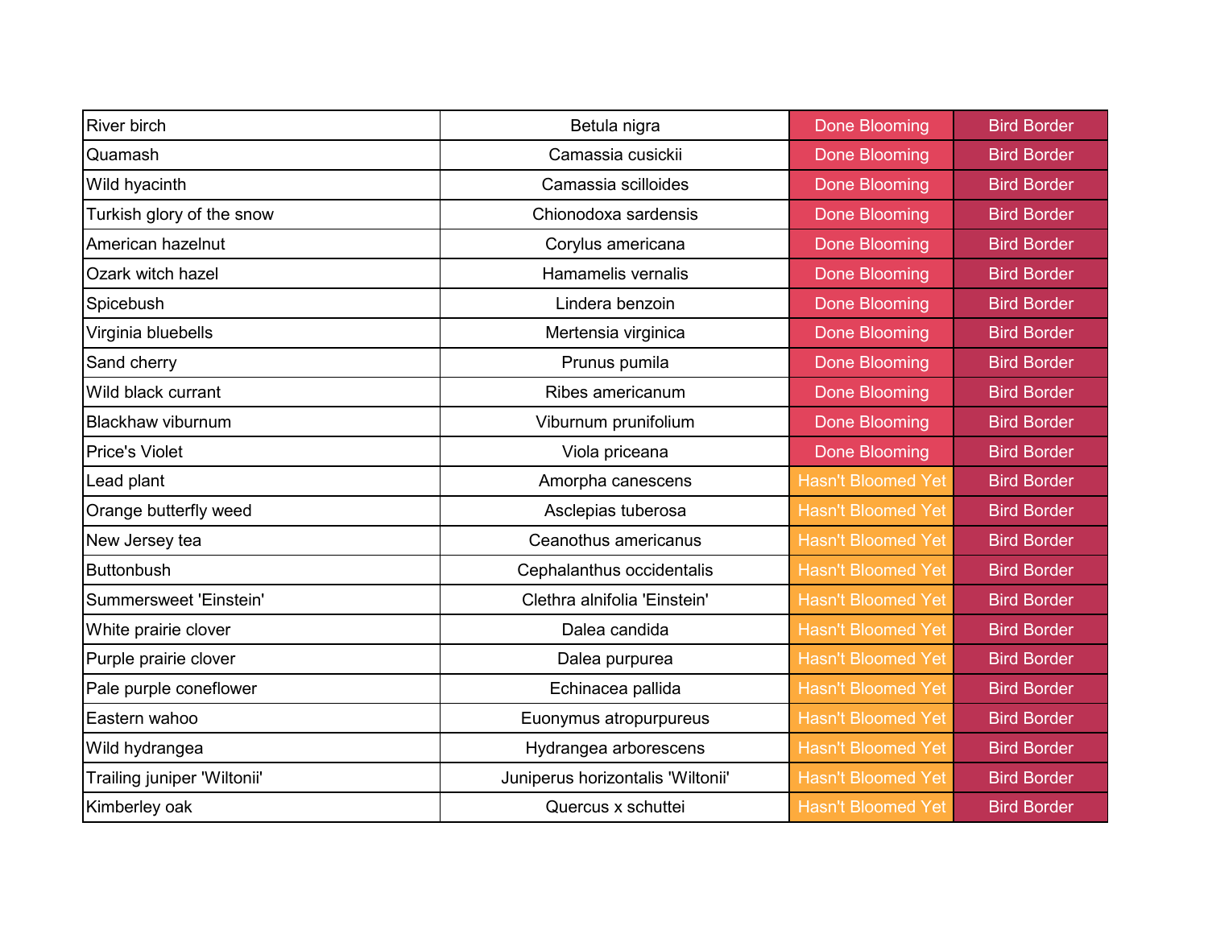| River birch | Betula nigra | Done Blooming | Bird Border |
|---|---|---|---|
| Quamash | Camassia cusickii | Done Blooming | Bird Border |
| Wild hyacinth | Camassia scilloides | Done Blooming | Bird Border |
| Turkish glory of the snow | Chionodoxa sardensis | Done Blooming | Bird Border |
| American hazelnut | Corylus americana | Done Blooming | Bird Border |
| Ozark witch hazel | Hamamelis vernalis | Done Blooming | Bird Border |
| Spicebush | Lindera benzoin | Done Blooming | Bird Border |
| Virginia bluebells | Mertensia virginica | Done Blooming | Bird Border |
| Sand cherry | Prunus pumila | Done Blooming | Bird Border |
| Wild black currant | Ribes americanum | Done Blooming | Bird Border |
| Blackhaw viburnum | Viburnum prunifolium | Done Blooming | Bird Border |
| Price's Violet | Viola priceana | Done Blooming | Bird Border |
| Lead plant | Amorpha canescens | Hasn't Bloomed Yet | Bird Border |
| Orange butterfly weed | Asclepias tuberosa | Hasn't Bloomed Yet | Bird Border |
| New Jersey tea | Ceanothus americanus | Hasn't Bloomed Yet | Bird Border |
| Buttonbush | Cephalanthus occidentalis | Hasn't Bloomed Yet | Bird Border |
| Summersweet 'Einstein' | Clethra alnifolia 'Einstein' | Hasn't Bloomed Yet | Bird Border |
| White prairie clover | Dalea candida | Hasn't Bloomed Yet | Bird Border |
| Purple prairie clover | Dalea purpurea | Hasn't Bloomed Yet | Bird Border |
| Pale purple coneflower | Echinacea pallida | Hasn't Bloomed Yet | Bird Border |
| Eastern wahoo | Euonymus atropurpureus | Hasn't Bloomed Yet | Bird Border |
| Wild hydrangea | Hydrangea arborescens | Hasn't Bloomed Yet | Bird Border |
| Trailing juniper 'Wiltonii' | Juniperus horizontalis 'Wiltonii' | Hasn't Bloomed Yet | Bird Border |
| Kimberley oak | Quercus x schuttei | Hasn't Bloomed Yet | Bird Border |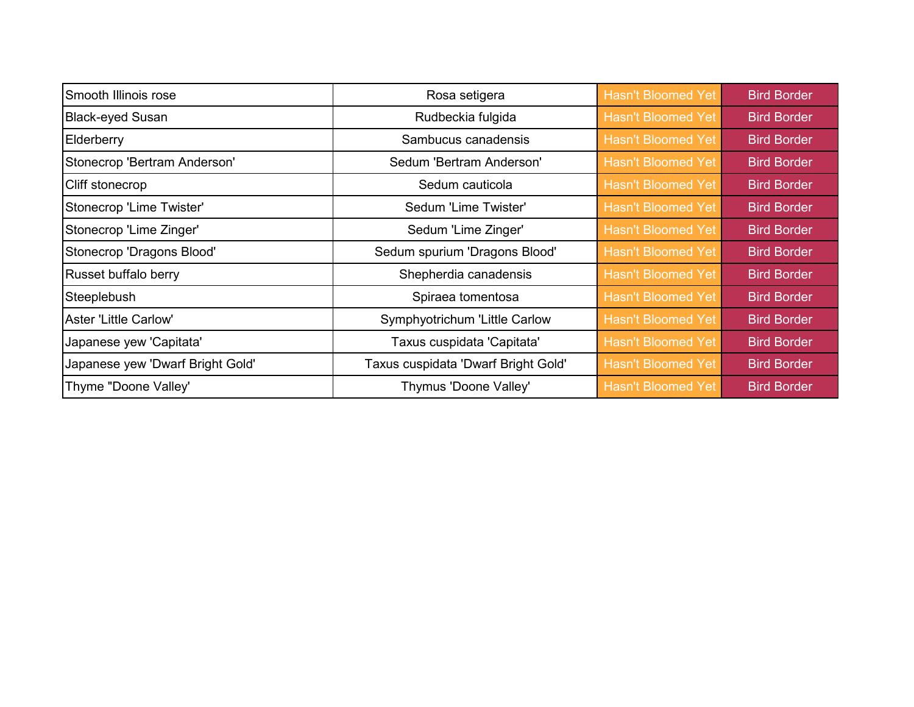| | | | |
|---|---|---|---|
| Smooth Illinois rose | Rosa setigera | Hasn't Bloomed Yet | Bird Border |
| Black-eyed Susan | Rudbeckia fulgida | Hasn't Bloomed Yet | Bird Border |
| Elderberry | Sambucus canadensis | Hasn't Bloomed Yet | Bird Border |
| Stonecrop 'Bertram Anderson' | Sedum 'Bertram Anderson' | Hasn't Bloomed Yet | Bird Border |
| Cliff stonecrop | Sedum cauticola | Hasn't Bloomed Yet | Bird Border |
| Stonecrop 'Lime Twister' | Sedum 'Lime Twister' | Hasn't Bloomed Yet | Bird Border |
| Stonecrop 'Lime Zinger' | Sedum 'Lime Zinger' | Hasn't Bloomed Yet | Bird Border |
| Stonecrop 'Dragons Blood' | Sedum spurium 'Dragons Blood' | Hasn't Bloomed Yet | Bird Border |
| Russet buffalo berry | Shepherdia canadensis | Hasn't Bloomed Yet | Bird Border |
| Steeplebush | Spiraea tomentosa | Hasn't Bloomed Yet | Bird Border |
| Aster 'Little Carlow' | Symphyotrichum 'Little Carlow | Hasn't Bloomed Yet | Bird Border |
| Japanese yew 'Capitata' | Taxus cuspidata 'Capitata' | Hasn't Bloomed Yet | Bird Border |
| Japanese yew 'Dwarf Bright Gold' | Taxus cuspidata 'Dwarf Bright Gold' | Hasn't Bloomed Yet | Bird Border |
| Thyme "Doone Valley' | Thymus 'Doone Valley' | Hasn't Bloomed Yet | Bird Border |